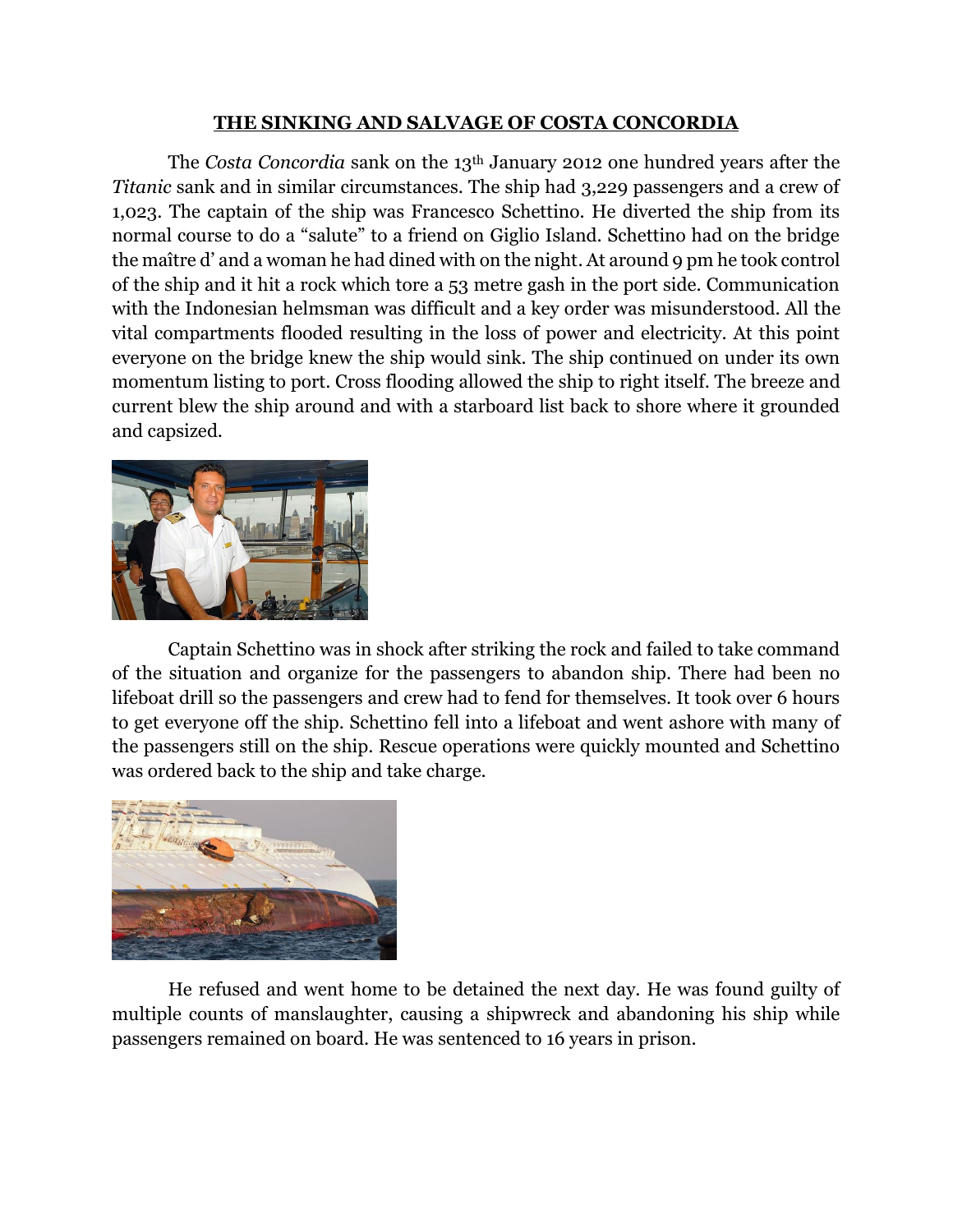# **THE SINKING AND SALVAGE OF COSTA CONCORDIA**

The *Costa Concordia* sank on the 13th January 2012 one hundred years after the *Titanic* sank and in similar circumstances. The ship had 3,229 passengers and a crew of 1,023. The captain of the ship was Francesco Schettino. He diverted the ship from its normal course to do a "salute" to a friend on Giglio Island. Schettino had on the bridge the maître d' and a woman he had dined with on the night. At around 9 pm he took control of the ship and it hit a rock which tore a 53 metre gash in the port side. Communication with the Indonesian helmsman was difficult and a key order was misunderstood. All the vital compartments flooded resulting in the loss of power and electricity. At this point everyone on the bridge knew the ship would sink. The ship continued on under its own momentum listing to port. Cross flooding allowed the ship to right itself. The breeze and current blew the ship around and with a starboard list back to shore where it grounded and capsized.

Captain Schettino was in shock after striking the rock and failed to take command of the situation and organize for the passengers to abandon ship. There had been no lifeboat drill so the passengers and crew had to fend for themselves. It took over 6 hours to get everyone off the ship. Schettino fell into a lifeboat and went ashore with many of the passengers still on the ship. Rescue operations were quickly mounted and Schettino was ordered back to the ship and take charge.

He refused and went home to be detained the next day. He was found guilty of multiple counts of manslaughter, causing a shipwreck and abandoning his ship while passengers remained on board. He was sentenced to 16 years in prison.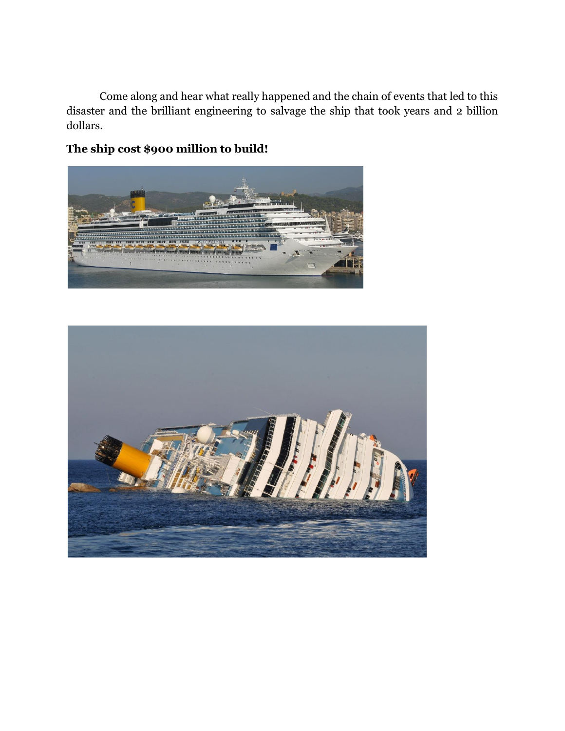Come along and hear what really happened and the chain of events that led to this disaster and the brilliant engineering to salvage the ship that took years and 2 billion dollars.

**The ship cost $900 million to build!**